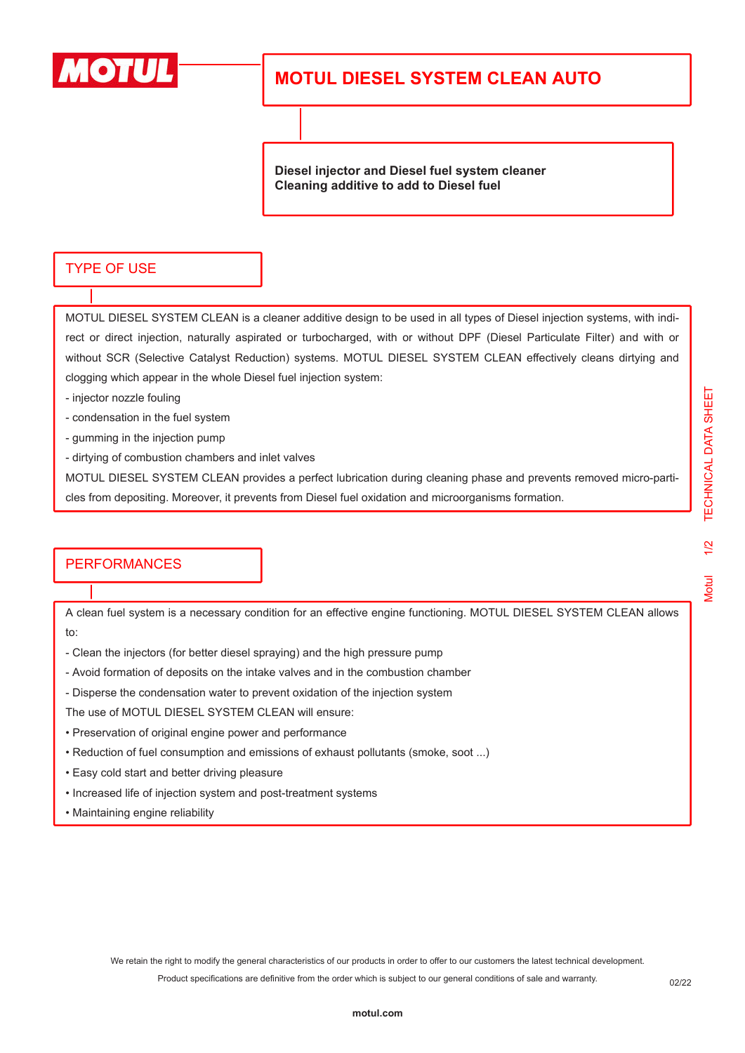# MOTUL DIESEL SYSTEM CLEAN AUTO

**Diesel injector and Diesel fuel system cleaner**
**Cleaning additive to add to Diesel fuel**

## TYPE OF USE

MOTUL DIESEL SYSTEM CLEAN is a cleaner additive design to be used in all types of Diesel injection systems, with indirect or direct injection, naturally aspirated or turbocharged, with or without DPF (Diesel Particulate Filter) and with or without SCR (Selective Catalyst Reduction) systems. MOTUL DIESEL SYSTEM CLEAN effectively cleans dirtying and clogging which appear in the whole Diesel fuel injection system:

- injector nozzle fouling
- condensation in the fuel system
- gumming in the injection pump
- dirtying of combustion chambers and inlet valves

MOTUL DIESEL SYSTEM CLEAN provides a perfect lubrication during cleaning phase and prevents removed micro-particles from depositing. Moreover, it prevents from Diesel fuel oxidation and microorganisms formation.

## PERFORMANCES

A clean fuel system is a necessary condition for an effective engine functioning. MOTUL DIESEL SYSTEM CLEAN allows to:

- Clean the injectors (for better diesel spraying) and the high pressure pump
- Avoid formation of deposits on the intake valves and in the combustion chamber
- Disperse the condensation water to prevent oxidation of the injection system

The use of MOTUL DIESEL SYSTEM CLEAN will ensure:

- Preservation of original engine power and performance
- Reduction of fuel consumption and emissions of exhaust pollutants (smoke, soot ...)
- Easy cold start and better driving pleasure
- Increased life of injection system and post-treatment systems
- Maintaining engine reliability

We retain the right to modify the general characteristics of our products in order to offer to our customers the latest technical development.
Product specifications are definitive from the order which is subject to our general conditions of sale and warranty.

02/22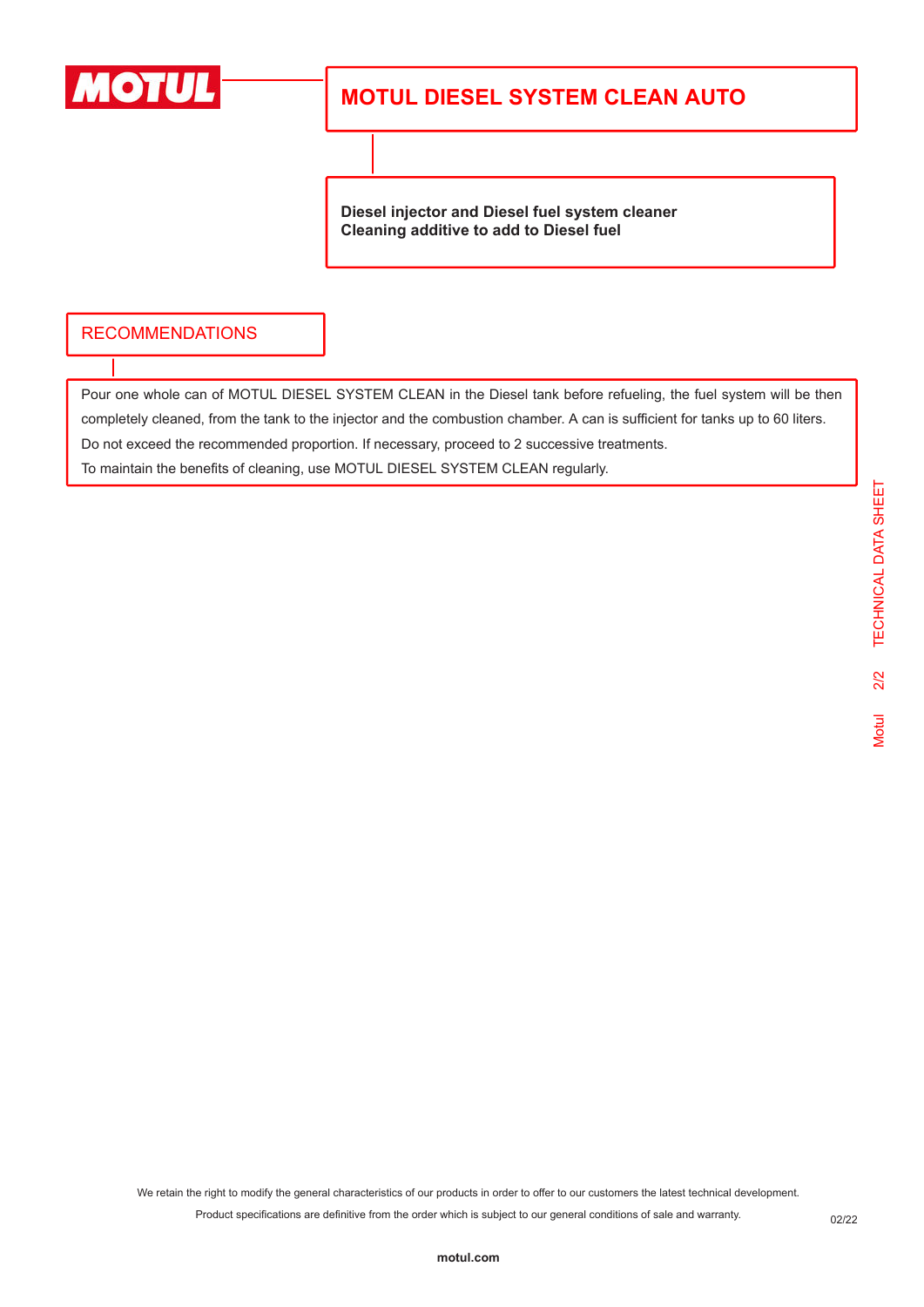MOTUL

# MOTUL DIESEL SYSTEM CLEAN AUTO

**Diesel injector and Diesel fuel system cleaner**
**Cleaning additive to add to Diesel fuel**

## RECOMMENDATIONS

Pour one whole can of MOTUL DIESEL SYSTEM CLEAN in the Diesel tank before refueling, the fuel system will be then completely cleaned, from the tank to the injector and the combustion chamber. A can is sufficient for tanks up to 60 liters.
Do not exceed the recommended proportion. If necessary, proceed to 2 successive treatments.
To maintain the benefits of cleaning, use MOTUL DIESEL SYSTEM CLEAN regularly.

We retain the right to modify the general characteristics of our products in order to offer to our customers the latest technical development.
Product specifications are definitive from the order which is subject to our general conditions of sale and warranty.

02/22

motul.com